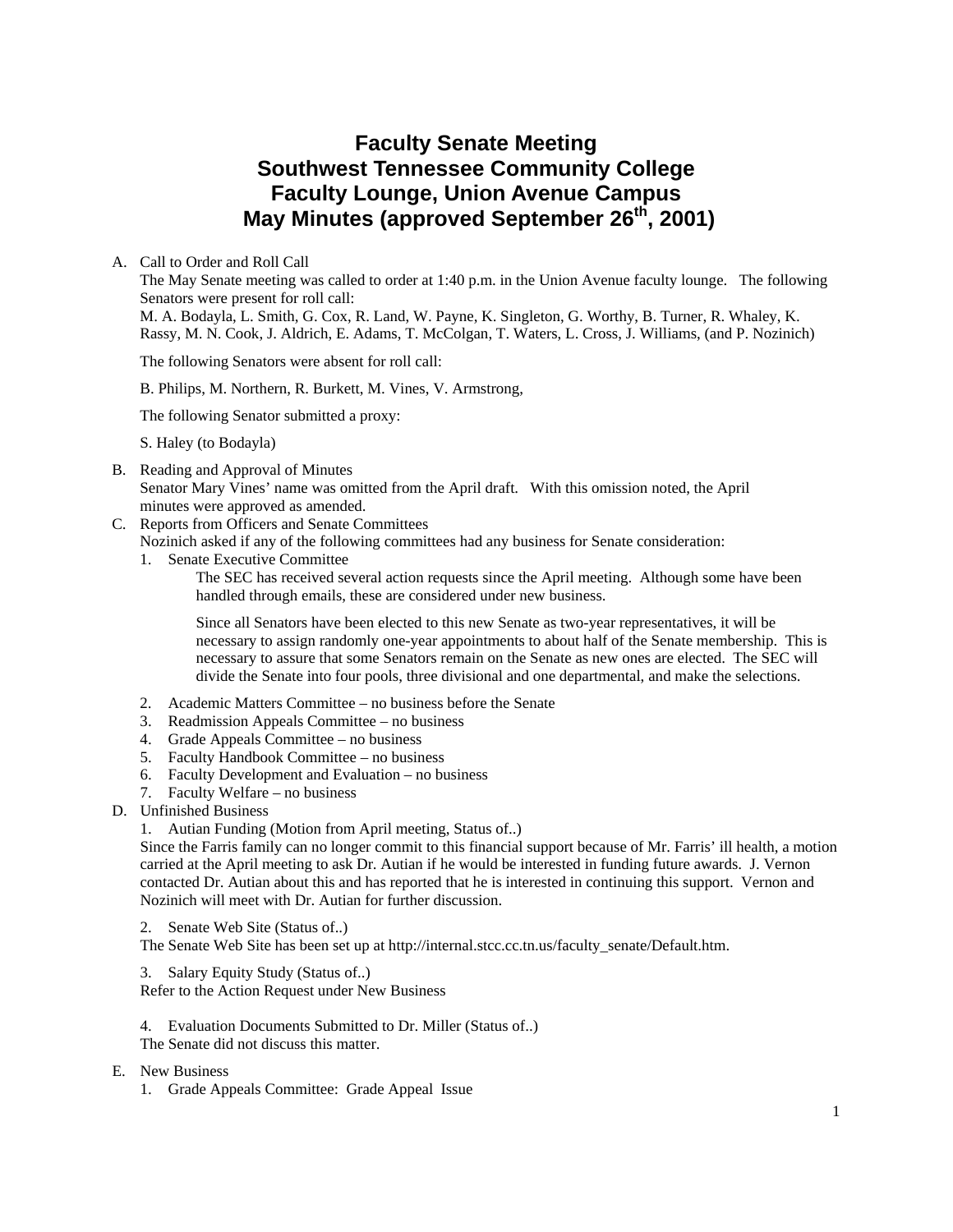# Faculty Senate Meeting
# Southwest Tennessee Community College
# Faculty Lounge, Union Avenue Campus
# May Minutes (approved September 26th, 2001)

A. Call to Order and Roll Call

The May Senate meeting was called to order at 1:40 p.m. in the Union Avenue faculty lounge. The following Senators were present for roll call:

M. A. Bodayla, L. Smith, G. Cox, R. Land, W. Payne, K. Singleton, G. Worthy, B. Turner, R. Whaley, K. Rassy, M. N. Cook, J. Aldrich, E. Adams, T. McColgan, T. Waters, L. Cross, J. Williams, (and P. Nozinich)

The following Senators were absent for roll call:

B. Philips, M. Northern, R. Burkett, M. Vines, V. Armstrong,

The following Senator submitted a proxy:

S. Haley (to Bodayla)

B. Reading and Approval of Minutes

Senator Mary Vines' name was omitted from the April draft. With this omission noted, the April minutes were approved as amended.

C. Reports from Officers and Senate Committees

Nozinich asked if any of the following committees had any business for Senate consideration:

1. Senate Executive Committee

   The SEC has received several action requests since the April meeting. Although some have been handled through emails, these are considered under new business.

   Since all Senators have been elected to this new Senate as two-year representatives, it will be necessary to assign randomly one-year appointments to about half of the Senate membership. This is necessary to assure that some Senators remain on the Senate as new ones are elected. The SEC will divide the Senate into four pools, three divisional and one departmental, and make the selections.

2. Academic Matters Committee – no business before the Senate
3. Readmission Appeals Committee – no business
4. Grade Appeals Committee – no business
5. Faculty Handbook Committee – no business
6. Faculty Development and Evaluation – no business
7. Faculty Welfare – no business

D. Unfinished Business

1. Autian Funding (Motion from April meeting, Status of..)

Since the Farris family can no longer commit to this financial support because of Mr. Farris' ill health, a motion carried at the April meeting to ask Dr. Autian if he would be interested in funding future awards. J. Vernon contacted Dr. Autian about this and has reported that he is interested in continuing this support. Vernon and Nozinich will meet with Dr. Autian for further discussion.

2. Senate Web Site (Status of..)

The Senate Web Site has been set up at http://internal.stcc.cc.tn.us/faculty_senate/Default.htm.

3. Salary Equity Study (Status of..)

Refer to the Action Request under New Business

4. Evaluation Documents Submitted to Dr. Miller (Status of..)

The Senate did not discuss this matter.

E. New Business

1. Grade Appeals Committee: Grade Appeal Issue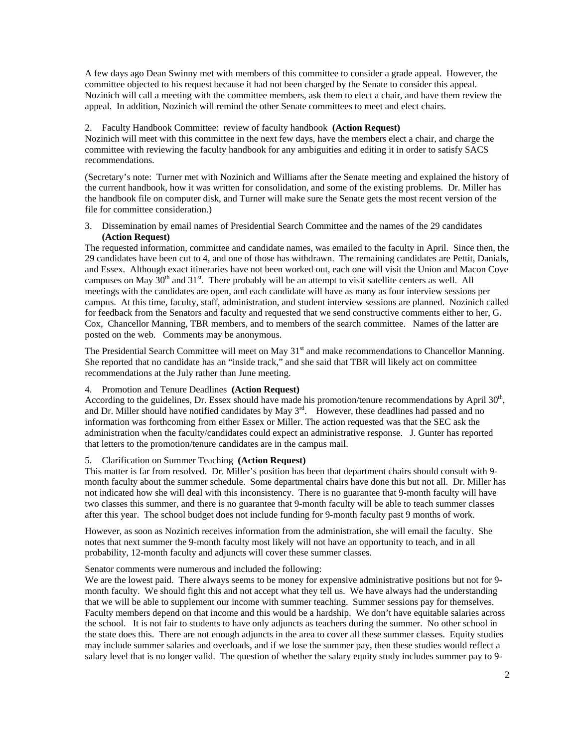A few days ago Dean Swinny met with members of this committee to consider a grade appeal. However, the committee objected to his request because it had not been charged by the Senate to consider this appeal. Nozinich will call a meeting with the committee members, ask them to elect a chair, and have them review the appeal. In addition, Nozinich will remind the other Senate committees to meet and elect chairs.

2. Faculty Handbook Committee: review of faculty handbook **(Action Request)**

Nozinich will meet with this committee in the next few days, have the members elect a chair, and charge the committee with reviewing the faculty handbook for any ambiguities and editing it in order to satisfy SACS recommendations.

(Secretary's note: Turner met with Nozinich and Williams after the Senate meeting and explained the history of the current handbook, how it was written for consolidation, and some of the existing problems. Dr. Miller has the handbook file on computer disk, and Turner will make sure the Senate gets the most recent version of the file for committee consideration.)

3. Dissemination by email names of Presidential Search Committee and the names of the 29 candidates **(Action Request)**

The requested information, committee and candidate names, was emailed to the faculty in April. Since then, the 29 candidates have been cut to 4, and one of those has withdrawn. The remaining candidates are Pettit, Danials, and Essex. Although exact itineraries have not been worked out, each one will visit the Union and Macon Cove campuses on May 30th and 31st. There probably will be an attempt to visit satellite centers as well. All meetings with the candidates are open, and each candidate will have as many as four interview sessions per campus. At this time, faculty, staff, administration, and student interview sessions are planned. Nozinich called for feedback from the Senators and faculty and requested that we send constructive comments either to her, G. Cox, Chancellor Manning, TBR members, and to members of the search committee. Names of the latter are posted on the web. Comments may be anonymous.

The Presidential Search Committee will meet on May 31st and make recommendations to Chancellor Manning. She reported that no candidate has an "inside track," and she said that TBR will likely act on committee recommendations at the July rather than June meeting.

4. Promotion and Tenure Deadlines **(Action Request)**

According to the guidelines, Dr. Essex should have made his promotion/tenure recommendations by April 30th, and Dr. Miller should have notified candidates by May 3rd. However, these deadlines had passed and no information was forthcoming from either Essex or Miller. The action requested was that the SEC ask the administration when the faculty/candidates could expect an administrative response. J. Gunter has reported that letters to the promotion/tenure candidates are in the campus mail.

5. Clarification on Summer Teaching **(Action Request)**

This matter is far from resolved. Dr. Miller's position has been that department chairs should consult with 9-month faculty about the summer schedule. Some departmental chairs have done this but not all. Dr. Miller has not indicated how she will deal with this inconsistency. There is no guarantee that 9-month faculty will have two classes this summer, and there is no guarantee that 9-month faculty will be able to teach summer classes after this year. The school budget does not include funding for 9-month faculty past 9 months of work.

However, as soon as Nozinich receives information from the administration, she will email the faculty. She notes that next summer the 9-month faculty most likely will not have an opportunity to teach, and in all probability, 12-month faculty and adjuncts will cover these summer classes.

Senator comments were numerous and included the following:

We are the lowest paid. There always seems to be money for expensive administrative positions but not for 9-month faculty. We should fight this and not accept what they tell us. We have always had the understanding that we will be able to supplement our income with summer teaching. Summer sessions pay for themselves. Faculty members depend on that income and this would be a hardship. We don't have equitable salaries across the school. It is not fair to students to have only adjuncts as teachers during the summer. No other school in the state does this. There are not enough adjuncts in the area to cover all these summer classes. Equity studies may include summer salaries and overloads, and if we lose the summer pay, then these studies would reflect a salary level that is no longer valid. The question of whether the salary equity study includes summer pay to 9-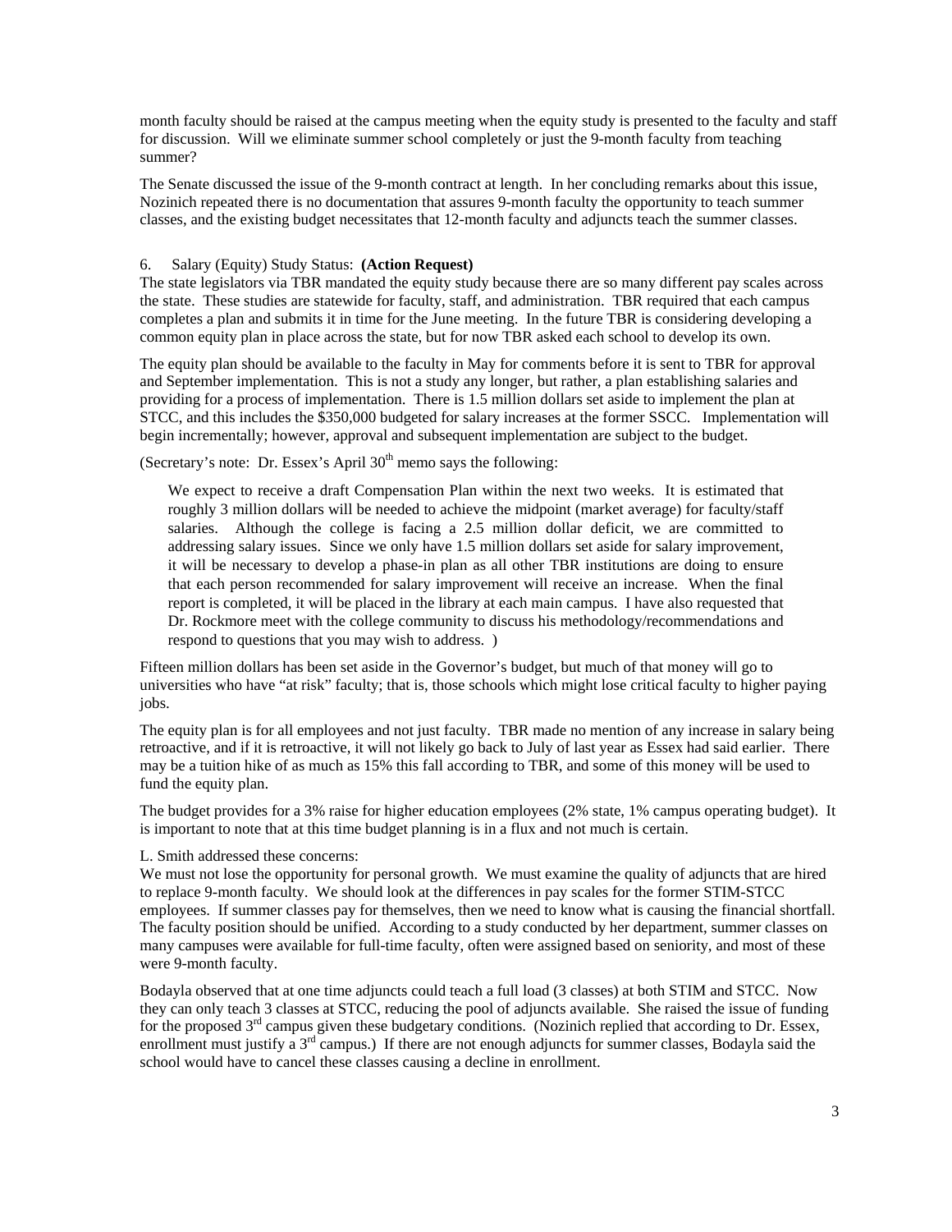month faculty should be raised at the campus meeting when the equity study is presented to the faculty and staff for discussion. Will we eliminate summer school completely or just the 9-month faculty from teaching summer?

The Senate discussed the issue of the 9-month contract at length. In her concluding remarks about this issue, Nozinich repeated there is no documentation that assures 9-month faculty the opportunity to teach summer classes, and the existing budget necessitates that 12-month faculty and adjuncts teach the summer classes.

6. Salary (Equity) Study Status: **(Action Request)**

The state legislators via TBR mandated the equity study because there are so many different pay scales across the state. These studies are statewide for faculty, staff, and administration. TBR required that each campus completes a plan and submits it in time for the June meeting. In the future TBR is considering developing a common equity plan in place across the state, but for now TBR asked each school to develop its own.

The equity plan should be available to the faculty in May for comments before it is sent to TBR for approval and September implementation. This is not a study any longer, but rather, a plan establishing salaries and providing for a process of implementation. There is 1.5 million dollars set aside to implement the plan at STCC, and this includes the $350,000 budgeted for salary increases at the former SSCC. Implementation will begin incrementally; however, approval and subsequent implementation are subject to the budget.

(Secretary's note: Dr. Essex's April 30th memo says the following:

> We expect to receive a draft Compensation Plan within the next two weeks. It is estimated that roughly 3 million dollars will be needed to achieve the midpoint (market average) for faculty/staff salaries. Although the college is facing a 2.5 million dollar deficit, we are committed to addressing salary issues. Since we only have 1.5 million dollars set aside for salary improvement, it will be necessary to develop a phase-in plan as all other TBR institutions are doing to ensure that each person recommended for salary improvement will receive an increase. When the final report is completed, it will be placed in the library at each main campus. I have also requested that Dr. Rockmore meet with the college community to discuss his methodology/recommendations and respond to questions that you may wish to address. )

Fifteen million dollars has been set aside in the Governor's budget, but much of that money will go to universities who have "at risk" faculty; that is, those schools which might lose critical faculty to higher paying jobs.

The equity plan is for all employees and not just faculty. TBR made no mention of any increase in salary being retroactive, and if it is retroactive, it will not likely go back to July of last year as Essex had said earlier. There may be a tuition hike of as much as 15% this fall according to TBR, and some of this money will be used to fund the equity plan.

The budget provides for a 3% raise for higher education employees (2% state, 1% campus operating budget). It is important to note that at this time budget planning is in a flux and not much is certain.

L. Smith addressed these concerns:
We must not lose the opportunity for personal growth. We must examine the quality of adjuncts that are hired to replace 9-month faculty. We should look at the differences in pay scales for the former STIM-STCC employees. If summer classes pay for themselves, then we need to know what is causing the financial shortfall. The faculty position should be unified. According to a study conducted by her department, summer classes on many campuses were available for full-time faculty, often were assigned based on seniority, and most of these were 9-month faculty.

Bodayla observed that at one time adjuncts could teach a full load (3 classes) at both STIM and STCC. Now they can only teach 3 classes at STCC, reducing the pool of adjuncts available. She raised the issue of funding for the proposed 3rd campus given these budgetary conditions. (Nozinich replied that according to Dr. Essex, enrollment must justify a 3rd campus.) If there are not enough adjuncts for summer classes, Bodayla said the school would have to cancel these classes causing a decline in enrollment.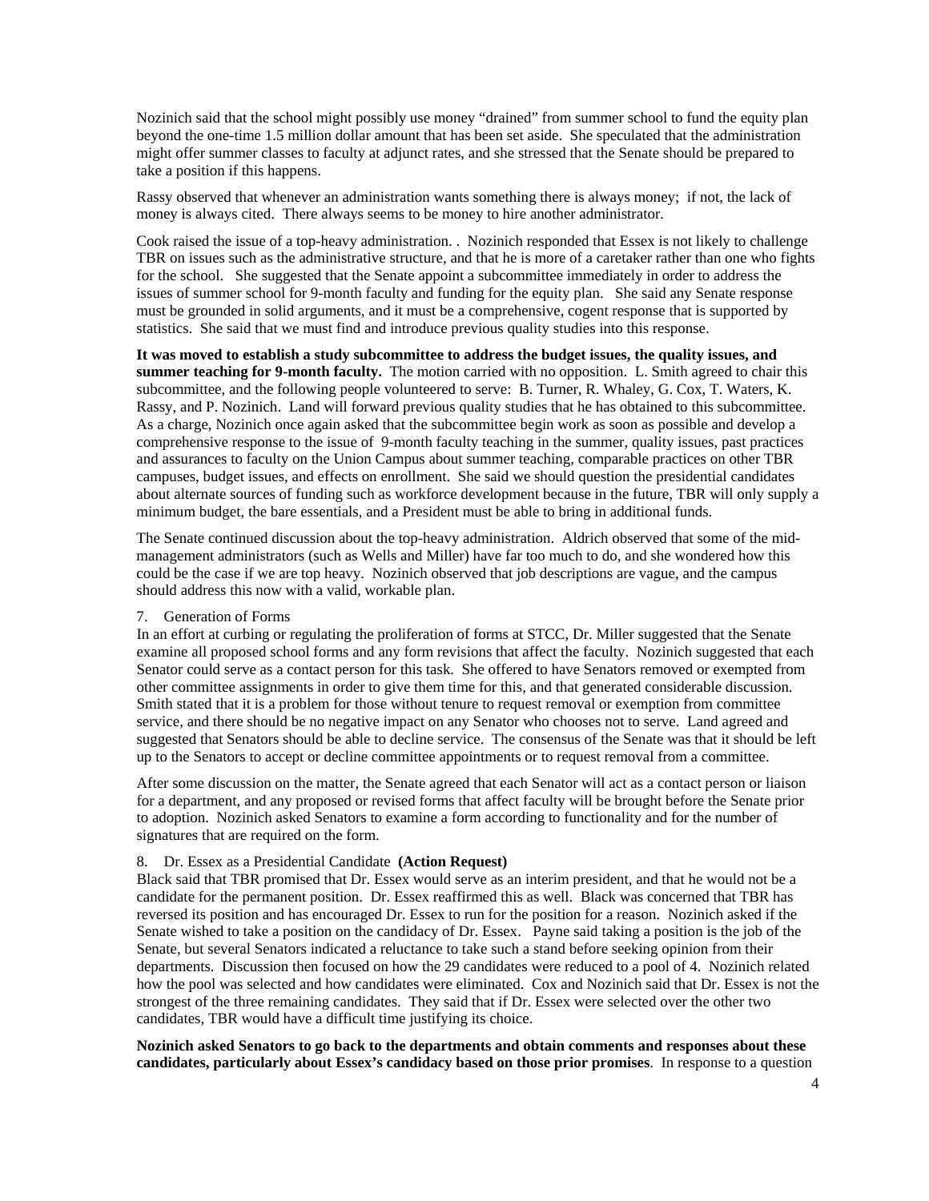Nozinich said that the school might possibly use money "drained" from summer school to fund the equity plan beyond the one-time 1.5 million dollar amount that has been set aside. She speculated that the administration might offer summer classes to faculty at adjunct rates, and she stressed that the Senate should be prepared to take a position if this happens.

Rassy observed that whenever an administration wants something there is always money; if not, the lack of money is always cited. There always seems to be money to hire another administrator.

Cook raised the issue of a top-heavy administration. . Nozinich responded that Essex is not likely to challenge TBR on issues such as the administrative structure, and that he is more of a caretaker rather than one who fights for the school. She suggested that the Senate appoint a subcommittee immediately in order to address the issues of summer school for 9-month faculty and funding for the equity plan. She said any Senate response must be grounded in solid arguments, and it must be a comprehensive, cogent response that is supported by statistics. She said that we must find and introduce previous quality studies into this response.

**It was moved to establish a study subcommittee to address the budget issues, the quality issues, and summer teaching for 9-month faculty.** The motion carried with no opposition. L. Smith agreed to chair this subcommittee, and the following people volunteered to serve: B. Turner, R. Whaley, G. Cox, T. Waters, K. Rassy, and P. Nozinich. Land will forward previous quality studies that he has obtained to this subcommittee. As a charge, Nozinich once again asked that the subcommittee begin work as soon as possible and develop a comprehensive response to the issue of 9-month faculty teaching in the summer, quality issues, past practices and assurances to faculty on the Union Campus about summer teaching, comparable practices on other TBR campuses, budget issues, and effects on enrollment. She said we should question the presidential candidates about alternate sources of funding such as workforce development because in the future, TBR will only supply a minimum budget, the bare essentials, and a President must be able to bring in additional funds.

The Senate continued discussion about the top-heavy administration. Aldrich observed that some of the mid-management administrators (such as Wells and Miller) have far too much to do, and she wondered how this could be the case if we are top heavy. Nozinich observed that job descriptions are vague, and the campus should address this now with a valid, workable plan.

7. Generation of Forms

In an effort at curbing or regulating the proliferation of forms at STCC, Dr. Miller suggested that the Senate examine all proposed school forms and any form revisions that affect the faculty. Nozinich suggested that each Senator could serve as a contact person for this task. She offered to have Senators removed or exempted from other committee assignments in order to give them time for this, and that generated considerable discussion. Smith stated that it is a problem for those without tenure to request removal or exemption from committee service, and there should be no negative impact on any Senator who chooses not to serve. Land agreed and suggested that Senators should be able to decline service. The consensus of the Senate was that it should be left up to the Senators to accept or decline committee appointments or to request removal from a committee.

After some discussion on the matter, the Senate agreed that each Senator will act as a contact person or liaison for a department, and any proposed or revised forms that affect faculty will be brought before the Senate prior to adoption. Nozinich asked Senators to examine a form according to functionality and for the number of signatures that are required on the form.

8. Dr. Essex as a Presidential Candidate **(Action Request)**

Black said that TBR promised that Dr. Essex would serve as an interim president, and that he would not be a candidate for the permanent position. Dr. Essex reaffirmed this as well. Black was concerned that TBR has reversed its position and has encouraged Dr. Essex to run for the position for a reason. Nozinich asked if the Senate wished to take a position on the candidacy of Dr. Essex. Payne said taking a position is the job of the Senate, but several Senators indicated a reluctance to take such a stand before seeking opinion from their departments. Discussion then focused on how the 29 candidates were reduced to a pool of 4. Nozinich related how the pool was selected and how candidates were eliminated. Cox and Nozinich said that Dr. Essex is not the strongest of the three remaining candidates. They said that if Dr. Essex were selected over the other two candidates, TBR would have a difficult time justifying its choice.

**Nozinich asked Senators to go back to the departments and obtain comments and responses about these candidates, particularly about Essex's candidacy based on those prior promises**. In response to a question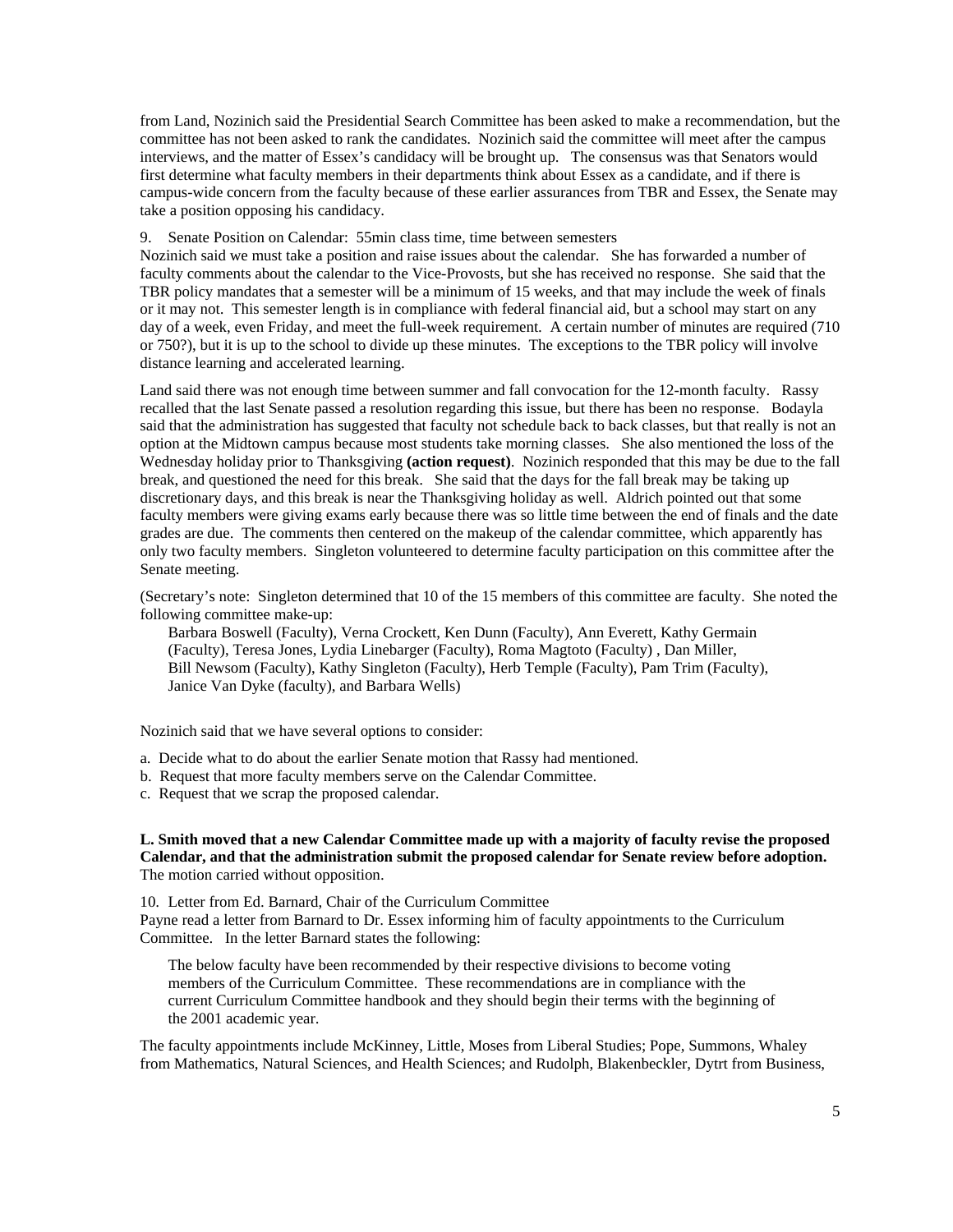from Land, Nozinich said the Presidential Search Committee has been asked to make a recommendation, but the committee has not been asked to rank the candidates. Nozinich said the committee will meet after the campus interviews, and the matter of Essex's candidacy will be brought up. The consensus was that Senators would first determine what faculty members in their departments think about Essex as a candidate, and if there is campus-wide concern from the faculty because of these earlier assurances from TBR and Essex, the Senate may take a position opposing his candidacy.

9. Senate Position on Calendar: 55min class time, time between semesters

Nozinich said we must take a position and raise issues about the calendar. She has forwarded a number of faculty comments about the calendar to the Vice-Provosts, but she has received no response. She said that the TBR policy mandates that a semester will be a minimum of 15 weeks, and that may include the week of finals or it may not. This semester length is in compliance with federal financial aid, but a school may start on any day of a week, even Friday, and meet the full-week requirement. A certain number of minutes are required (710 or 750?), but it is up to the school to divide up these minutes. The exceptions to the TBR policy will involve distance learning and accelerated learning.

Land said there was not enough time between summer and fall convocation for the 12-month faculty. Rassy recalled that the last Senate passed a resolution regarding this issue, but there has been no response. Bodayla said that the administration has suggested that faculty not schedule back to back classes, but that really is not an option at the Midtown campus because most students take morning classes. She also mentioned the loss of the Wednesday holiday prior to Thanksgiving **(action request)**. Nozinich responded that this may be due to the fall break, and questioned the need for this break. She said that the days for the fall break may be taking up discretionary days, and this break is near the Thanksgiving holiday as well. Aldrich pointed out that some faculty members were giving exams early because there was so little time between the end of finals and the date grades are due. The comments then centered on the makeup of the calendar committee, which apparently has only two faculty members. Singleton volunteered to determine faculty participation on this committee after the Senate meeting.

(Secretary's note: Singleton determined that 10 of the 15 members of this committee are faculty. She noted the following committee make-up:

> Barbara Boswell (Faculty), Verna Crockett, Ken Dunn (Faculty), Ann Everett, Kathy Germain (Faculty), Teresa Jones, Lydia Linebarger (Faculty), Roma Magtoto (Faculty) , Dan Miller, Bill Newsom (Faculty), Kathy Singleton (Faculty), Herb Temple (Faculty), Pam Trim (Faculty), Janice Van Dyke (faculty), and Barbara Wells)

Nozinich said that we have several options to consider:

a. Decide what to do about the earlier Senate motion that Rassy had mentioned.
b. Request that more faculty members serve on the Calendar Committee.
c. Request that we scrap the proposed calendar.

**L. Smith moved that a new Calendar Committee made up with a majority of faculty revise the proposed Calendar, and that the administration submit the proposed calendar for Senate review before adoption.** The motion carried without opposition.

10. Letter from Ed. Barnard, Chair of the Curriculum Committee

Payne read a letter from Barnard to Dr. Essex informing him of faculty appointments to the Curriculum Committee. In the letter Barnard states the following:

> The below faculty have been recommended by their respective divisions to become voting members of the Curriculum Committee. These recommendations are in compliance with the current Curriculum Committee handbook and they should begin their terms with the beginning of the 2001 academic year.

The faculty appointments include McKinney, Little, Moses from Liberal Studies; Pope, Summons, Whaley from Mathematics, Natural Sciences, and Health Sciences; and Rudolph, Blakenbeckler, Dytrt from Business,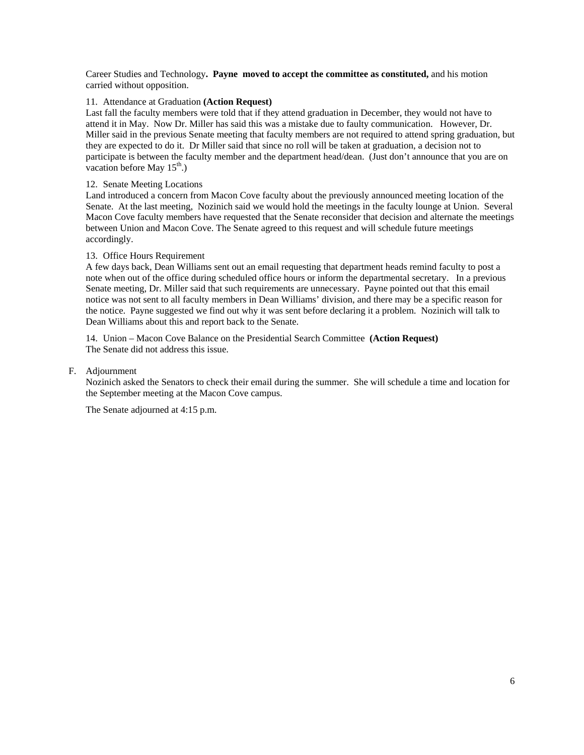Career Studies and Technology**. Payne moved to accept the committee as constituted,** and his motion carried without opposition.

11. Attendance at Graduation **(Action Request)**
Last fall the faculty members were told that if they attend graduation in December, they would not have to attend it in May. Now Dr. Miller has said this was a mistake due to faulty communication. However, Dr. Miller said in the previous Senate meeting that faculty members are not required to attend spring graduation, but they are expected to do it. Dr Miller said that since no roll will be taken at graduation, a decision not to participate is between the faculty member and the department head/dean. (Just don't announce that you are on vacation before May 15th.)

12. Senate Meeting Locations
Land introduced a concern from Macon Cove faculty about the previously announced meeting location of the Senate. At the last meeting, Nozinich said we would hold the meetings in the faculty lounge at Union. Several Macon Cove faculty members have requested that the Senate reconsider that decision and alternate the meetings between Union and Macon Cove. The Senate agreed to this request and will schedule future meetings accordingly.

13. Office Hours Requirement
A few days back, Dean Williams sent out an email requesting that department heads remind faculty to post a note when out of the office during scheduled office hours or inform the departmental secretary. In a previous Senate meeting, Dr. Miller said that such requirements are unnecessary. Payne pointed out that this email notice was not sent to all faculty members in Dean Williams' division, and there may be a specific reason for the notice. Payne suggested we find out why it was sent before declaring it a problem. Nozinich will talk to Dean Williams about this and report back to the Senate.

14. Union – Macon Cove Balance on the Presidential Search Committee **(Action Request)**
The Senate did not address this issue.

F. Adjournment
Nozinich asked the Senators to check their email during the summer. She will schedule a time and location for the September meeting at the Macon Cove campus.

The Senate adjourned at 4:15 p.m.